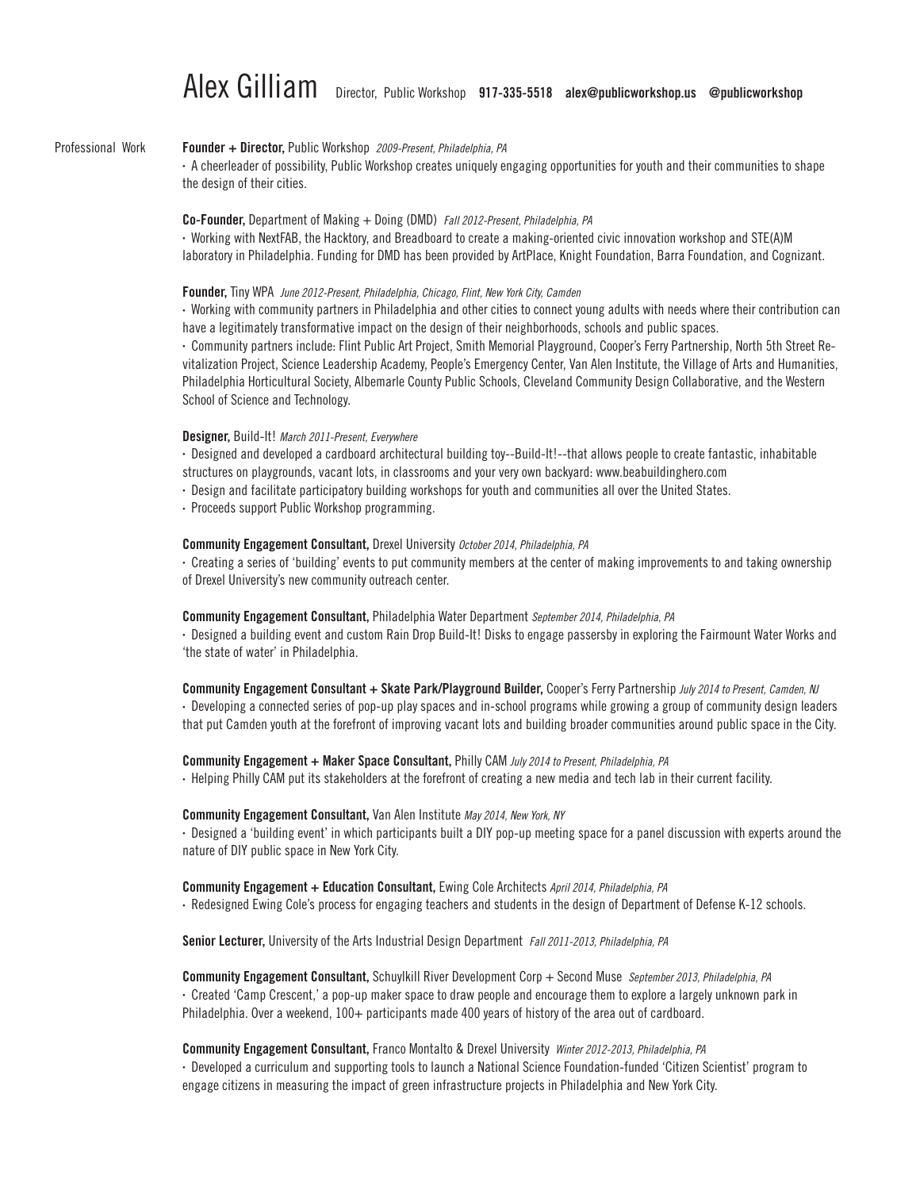# Alex Gilliam

Director, Public Workshop **917-335-5518** **alex@publicworkshop.us** **@publicworkshop**

## Professional Work

**Founder + Director,** Public Workshop *2009-Present, Philadelphia, PA*

· A cheerleader of possibility, Public Workshop creates uniquely engaging opportunities for youth and their communities to shape the design of their cities.

**Co-Founder,** Department of Making + Doing (DMD) *Fall 2012-Present, Philadelphia, PA*

· Working with NextFAB, the Hacktory, and Breadboard to create a making-oriented civic innovation workshop and STE(A)M laboratory in Philadelphia. Funding for DMD has been provided by ArtPlace, Knight Foundation, Barra Foundation, and Cognizant.

**Founder,** Tiny WPA *June 2012-Present, Philadelphia, Chicago, Flint, New York City, Camden*

· Working with community partners in Philadelphia and other cities to connect young adults with needs where their contribution can have a legitimately transformative impact on the design of their neighborhoods, schools and public spaces.

· Community partners include: Flint Public Art Project, Smith Memorial Playground, Cooper's Ferry Partnership, North 5th Street Revitalization Project, Science Leadership Academy, People's Emergency Center, Van Alen Institute, the Village of Arts and Humanities, Philadelphia Horticultural Society, Albemarle County Public Schools, Cleveland Community Design Collaborative, and the Western School of Science and Technology.

**Designer,** Build-It! *March 2011-Present, Everywhere*

· Designed and developed a cardboard architectural building toy--Build-It!--that allows people to create fantastic, inhabitable structures on playgrounds, vacant lots, in classrooms and your very own backyard: www.beabuildinghero.com

· Design and facilitate participatory building workshops for youth and communities all over the United States.

· Proceeds support Public Workshop programming.

**Community Engagement Consultant,** Drexel University *October 2014, Philadelphia, PA*

· Creating a series of 'building' events to put community members at the center of making improvements to and taking ownership of Drexel University's new community outreach center.

**Community Engagement Consultant,** Philadelphia Water Department *September 2014, Philadelphia, PA*

· Designed a building event and custom Rain Drop Build-It! Disks to engage passersby in exploring the Fairmount Water Works and 'the state of water' in Philadelphia.

**Community Engagement Consultant + Skate Park/Playground Builder,** Cooper's Ferry Partnership *July 2014 to Present, Camden, NJ*

· Developing a connected series of pop-up play spaces and in-school programs while growing a group of community design leaders that put Camden youth at the forefront of improving vacant lots and building broader communities around public space in the City.

**Community Engagement + Maker Space Consultant,** Philly CAM *July 2014 to Present, Philadelphia, PA*

· Helping Philly CAM put its stakeholders at the forefront of creating a new media and tech lab in their current facility.

**Community Engagement Consultant,** Van Alen Institute *May 2014, New York, NY*

· Designed a 'building event' in which participants built a DIY pop-up meeting space for a panel discussion with experts around the nature of DIY public space in New York City.

**Community Engagement + Education Consultant,** Ewing Cole Architects *April 2014, Philadelphia, PA*

· Redesigned Ewing Cole's process for engaging teachers and students in the design of Department of Defense K-12 schools.

**Senior Lecturer,** University of the Arts Industrial Design Department *Fall 2011-2013, Philadelphia, PA*

**Community Engagement Consultant,** Schuylkill River Development Corp + Second Muse *September 2013, Philadelphia, PA*

· Created 'Camp Crescent,' a pop-up maker space to draw people and encourage them to explore a largely unknown park in Philadelphia. Over a weekend, 100+ participants made 400 years of history of the area out of cardboard.

**Community Engagement Consultant,** Franco Montalto & Drexel University *Winter 2012-2013, Philadelphia, PA*

· Developed a curriculum and supporting tools to launch a National Science Foundation-funded 'Citizen Scientist' program to engage citizens in measuring the impact of green infrastructure projects in Philadelphia and New York City.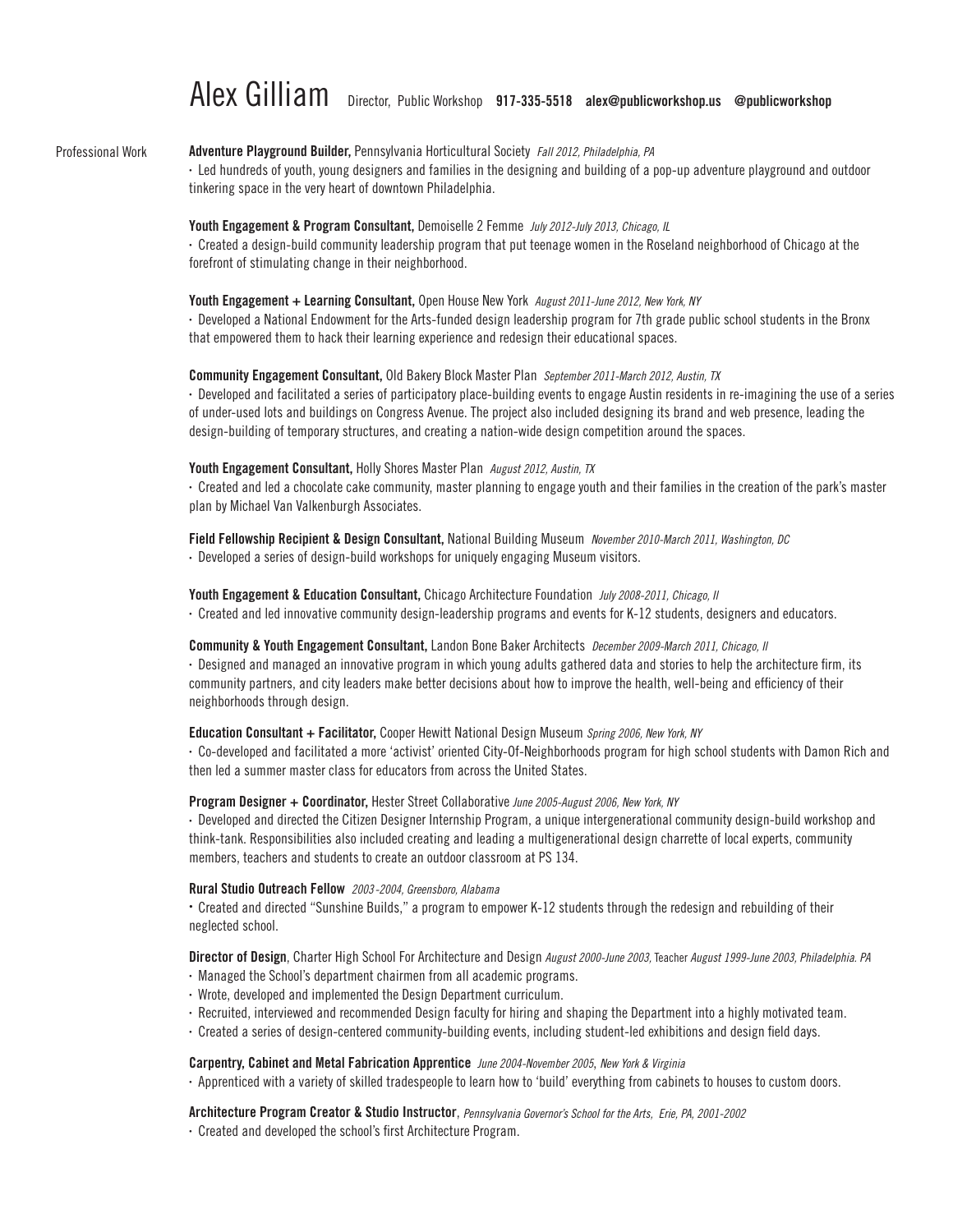# Alex Gilliam

Director, Public Workshop **917-335-5518** **alex@publicworkshop.us** **@publicworkshop**

## Professional Work

**Adventure Playground Builder,** Pennsylvania Horticultural Society *Fall 2012, Philadelphia, PA*

- Led hundreds of youth, young designers and families in the designing and building of a pop-up adventure playground and outdoor tinkering space in the very heart of downtown Philadelphia.

**Youth Engagement & Program Consultant,** Demoiselle 2 Femme *July 2012-July 2013, Chicago, IL*

- Created a design-build community leadership program that put teenage women in the Roseland neighborhood of Chicago at the forefront of stimulating change in their neighborhood.

**Youth Engagement + Learning Consultant,** Open House New York *August 2011-June 2012, New York, NY*

- Developed a National Endowment for the Arts-funded design leadership program for 7th grade public school students in the Bronx that empowered them to hack their learning experience and redesign their educational spaces.

**Community Engagement Consultant,** Old Bakery Block Master Plan *September 2011-March 2012, Austin, TX*

- Developed and facilitated a series of participatory place-building events to engage Austin residents in re-imagining the use of a series of under-used lots and buildings on Congress Avenue. The project also included designing its brand and web presence, leading the design-building of temporary structures, and creating a nation-wide design competition around the spaces.

**Youth Engagement Consultant,** Holly Shores Master Plan *August 2012, Austin, TX*

- Created and led a chocolate cake community, master planning to engage youth and their families in the creation of the park's master plan by Michael Van Valkenburgh Associates.

**Field Fellowship Recipient & Design Consultant,** National Building Museum *November 2010-March 2011, Washington, DC*

- Developed a series of design-build workshops for uniquely engaging Museum visitors.

**Youth Engagement & Education Consultant,** Chicago Architecture Foundation *July 2008-2011, Chicago, Il*

- Created and led innovative community design-leadership programs and events for K-12 students, designers and educators.

**Community & Youth Engagement Consultant,** Landon Bone Baker Architects *December 2009-March 2011, Chicago, Il*

- Designed and managed an innovative program in which young adults gathered data and stories to help the architecture firm, its community partners, and city leaders make better decisions about how to improve the health, well-being and efficiency of their neighborhoods through design.

**Education Consultant + Facilitator,** Cooper Hewitt National Design Museum *Spring 2006, New York, NY*

- Co-developed and facilitated a more 'activist' oriented City-Of-Neighborhoods program for high school students with Damon Rich and then led a summer master class for educators from across the United States.

**Program Designer + Coordinator,** Hester Street Collaborative *June 2005-August 2006, New York, NY*

- Developed and directed the Citizen Designer Internship Program, a unique intergenerational community design-build workshop and think-tank. Responsibilities also included creating and leading a multigenerational design charrette of local experts, community members, teachers and students to create an outdoor classroom at PS 134.

**Rural Studio Outreach Fellow** *2003-2004, Greensboro, Alabama*

- Created and directed "Sunshine Builds," a program to empower K-12 students through the redesign and rebuilding of their neglected school.

**Director of Design**, Charter High School For Architecture and Design *August 2000-June 2003,* Teacher *August 1999-June 2003, Philadelphia. PA*

- Managed the School's department chairmen from all academic programs.
- Wrote, developed and implemented the Design Department curriculum.
- Recruited, interviewed and recommended Design faculty for hiring and shaping the Department into a highly motivated team.
- Created a series of design-centered community-building events, including student-led exhibitions and design field days.

**Carpentry, Cabinet and Metal Fabrication Apprentice** *June 2004-November 2005, New York & Virginia*

- Apprenticed with a variety of skilled tradespeople to learn how to 'build' everything from cabinets to houses to custom doors.

**Architecture Program Creator & Studio Instructor**, *Pennsylvania Governor's School for the Arts, Erie, PA, 2001-2002*

- Created and developed the school's first Architecture Program.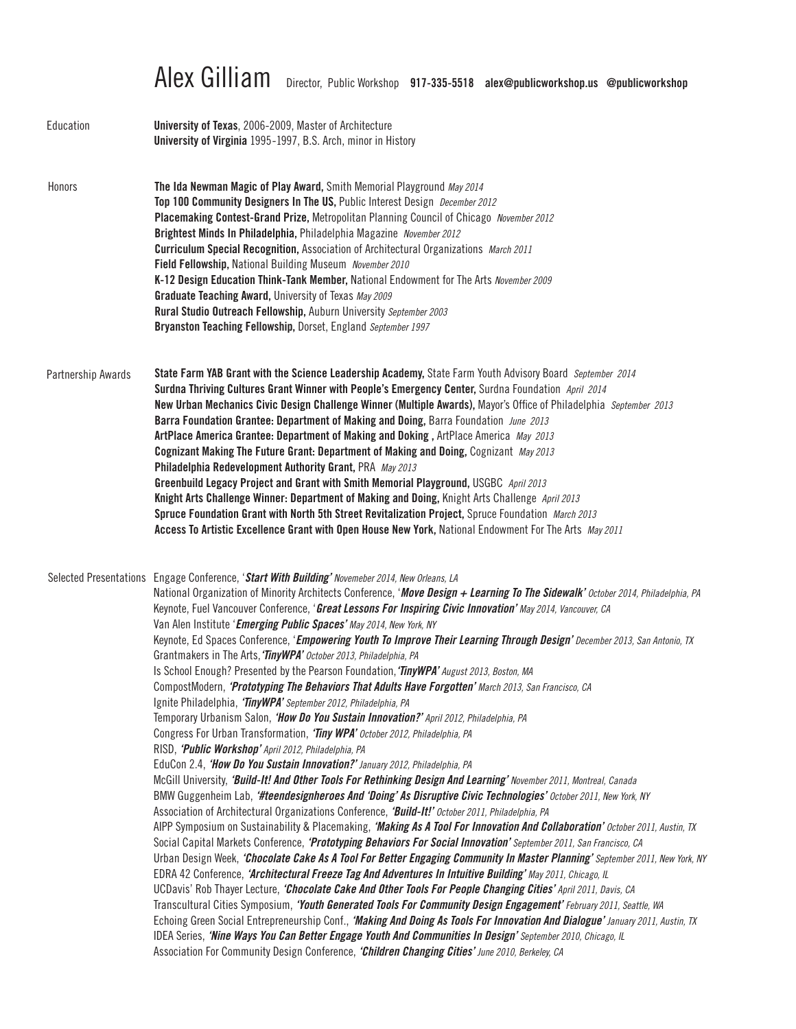# Alex Gilliam

Director, Public Workshop **917-335-5518** **alex@publicworkshop.us** **@publicworkshop**

## Education

**University of Texas**, 2006-2009, Master of Architecture
**University of Virginia** 1995-1997, B.S. Arch, minor in History

## Honors

**The Ida Newman Magic of Play Award,** Smith Memorial Playground *May 2014*
**Top 100 Community Designers In The US,** Public Interest Design *December 2012*
**Placemaking Contest-Grand Prize,** Metropolitan Planning Council of Chicago *November 2012*
**Brightest Minds In Philadelphia,** Philadelphia Magazine *November 2012*
**Curriculum Special Recognition,** Association of Architectural Organizations *March 2011*
**Field Fellowship,** National Building Museum *November 2010*
**K-12 Design Education Think-Tank Member,** National Endowment for The Arts *November 2009*
**Graduate Teaching Award,** University of Texas *May 2009*
**Rural Studio Outreach Fellowship,** Auburn University *September 2003*
**Bryanston Teaching Fellowship,** Dorset, England *September 1997*

## Partnership Awards

**State Farm YAB Grant with the Science Leadership Academy,** State Farm Youth Advisory Board *September 2014*
**Surdna Thriving Cultures Grant Winner with People's Emergency Center,** Surdna Foundation *April 2014*
**New Urban Mechanics Civic Design Challenge Winner (Multiple Awards),** Mayor's Office of Philadelphia *September 2013*
**Barra Foundation Grantee: Department of Making and Doing,** Barra Foundation *June 2013*
**ArtPlace America Grantee: Department of Making and Doking ,** ArtPlace America *May 2013*
**Cognizant Making The Future Grant: Department of Making and Doing,** Cognizant *May 2013*
**Philadelphia Redevelopment Authority Grant,** PRA *May 2013*
**Greenbuild Legacy Project and Grant with Smith Memorial Playground,** USGBC *April 2013*
**Knight Arts Challenge Winner: Department of Making and Doing,** Knight Arts Challenge *April 2013*
**Spruce Foundation Grant with North 5th Street Revitalization Project,** Spruce Foundation *March 2013*
**Access To Artistic Excellence Grant with Open House New York,** National Endowment For The Arts *May 2011*

## Selected Presentations

Engage Conference, '***Start With Building'*** *Novemeber 2014, New Orleans, LA*
National Organization of Minority Architects Conference, '***Move Design + Learning To The Sidewalk'*** *October 2014, Philadelphia, PA*
Keynote, Fuel Vancouver Conference, '***Great Lessons For Inspiring Civic Innovation'*** *May 2014, Vancouver, CA*
Van Alen Institute '***Emerging Public Spaces'*** *May 2014, New York, NY*
Keynote, Ed Spaces Conference, '***Empowering Youth To Improve Their Learning Through Design'*** *December 2013, San Antonio, TX*
Grantmakers in The Arts, ***'TinyWPA'*** *October 2013, Philadelphia, PA*
Is School Enough? Presented by the Pearson Foundation, ***'TinyWPA'*** *August 2013, Boston, MA*
CompostModern, ***'Prototyping The Behaviors That Adults Have Forgotten'*** *March 2013, San Francisco, CA*
Ignite Philadelphia, ***'TinyWPA'*** *September 2012, Philadelphia, PA*
Temporary Urbanism Salon, ***'How Do You Sustain Innovation?'*** *April 2012, Philadelphia, PA*
Congress For Urban Transformation, ***'Tiny WPA'*** *October 2012, Philadelphia, PA*
RISD, ***'Public Workshop'*** *April 2012, Philadelphia, PA*
EduCon 2.4, ***'How Do You Sustain Innovation?'*** *January 2012, Philadelphia, PA*
McGill University, ***'Build-It! And Other Tools For Rethinking Design And Learning'*** *November 2011, Montreal, Canada*
BMW Guggenheim Lab, ***'#teendesignheroes And 'Doing' As Disruptive Civic Technologies'*** *October 2011, New York, NY*
Association of Architectural Organizations Conference, ***'Build-It!'*** *October 2011, Philadelphia, PA*
AIPP Symposium on Sustainability & Placemaking, ***'Making As A Tool For Innovation And Collaboration'*** *October 2011, Austin, TX*
Social Capital Markets Conference, ***'Prototyping Behaviors For Social Innovation'*** *September 2011, San Francisco, CA*
Urban Design Week, ***'Chocolate Cake As A Tool For Better Engaging Community In Master Planning'*** *September 2011, New York, NY*
EDRA 42 Conference, ***'Architectural Freeze Tag And Adventures In Intuitive Building'*** *May 2011, Chicago, IL*
UCDavis' Rob Thayer Lecture, ***'Chocolate Cake And Other Tools For People Changing Cities'*** *April 2011, Davis, CA*
Transcultural Cities Symposium, ***'Youth Generated Tools For Community Design Engagement'*** *February 2011, Seattle, WA*
Echoing Green Social Entrepreneurship Conf., ***'Making And Doing As Tools For Innovation And Dialogue'*** *January 2011, Austin, TX*
IDEA Series, ***'Nine Ways You Can Better Engage Youth And Communities In Design'*** *September 2010, Chicago, IL*
Association For Community Design Conference, ***'Children Changing Cities'*** *June 2010, Berkeley, CA*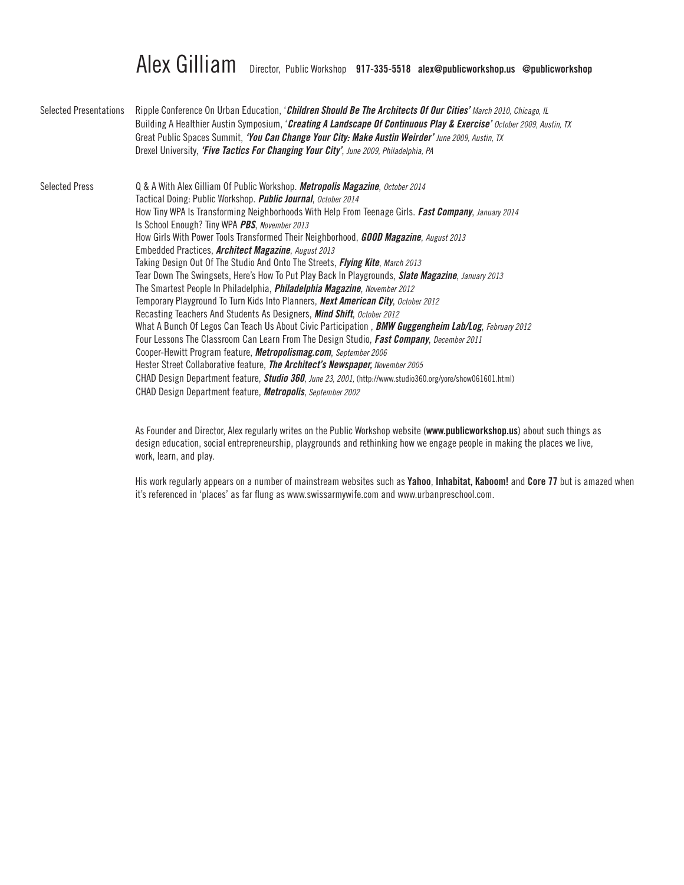# Alex Gilliam

Director, Public Workshop **917-335-5518** **alex@publicworkshop.us** **@publicworkshop**

## Selected Presentations

Ripple Conference On Urban Education, '***Children Should Be The Architects Of Our Cities'*** *March 2010, Chicago, IL*
Building A Healthier Austin Symposium, '***Creating A Landscape Of Continuous Play & Exercise'*** *October 2009, Austin, TX*
Great Public Spaces Summit, ***'You Can Change Your City: Make Austin Weirder'*** *June 2009, Austin, TX*
Drexel University, ***'Five Tactics For Changing Your City'***, *June 2009, Philadelphia, PA*

## Selected Press

Q & A With Alex Gilliam Of Public Workshop. ***Metropolis Magazine***, *October 2014*
Tactical Doing: Public Workshop. ***Public Journal***, *October 2014*
How Tiny WPA Is Transforming Neighborhoods With Help From Teenage Girls. ***Fast Company***, *January 2014*
Is School Enough? Tiny WPA ***PBS***, *November 2013*
How Girls With Power Tools Transformed Their Neighborhood, ***GOOD Magazine***, *August 2013*
Embedded Practices, ***Architect Magazine***, *August 2013*
Taking Design Out Of The Studio And Onto The Streets, ***Flying Kite***, *March 2013*
Tear Down The Swingsets, Here's How To Put Play Back In Playgrounds, ***Slate Magazine***, *January 2013*
The Smartest People In Philadelphia, ***Philadelphia Magazine***, *November 2012*
Temporary Playground To Turn Kids Into Planners, ***Next American City***, *October 2012*
Recasting Teachers And Students As Designers, ***Mind Shift***, *October 2012*
What A Bunch Of Legos Can Teach Us About Civic Participation , ***BMW Guggenheim Lab/Log***, *February 2012*
Four Lessons The Classroom Can Learn From The Design Studio, ***Fast Company***, *December 2011*
Cooper-Hewitt Program feature, ***Metropolismag.com***, *September 2006*
Hester Street Collaborative feature, ***The Architect's Newspaper,*** *November 2005*
CHAD Design Department feature, ***Studio 360***, *June 23, 2001,* (http://www.studio360.org/yore/show061601.html)
CHAD Design Department feature, ***Metropolis***, *September 2002*

As Founder and Director, Alex regularly writes on the Public Workshop website (**www.publicworkshop.us**) about such things as design education, social entrepreneurship, playgrounds and rethinking how we engage people in making the places we live, work, learn, and play.

His work regularly appears on a number of mainstream websites such as **Yahoo**, **Inhabitat, Kaboom!** and **Core 77** but is amazed when it's referenced in 'places' as far flung as www.swissarmywife.com and www.urbanpreschool.com.